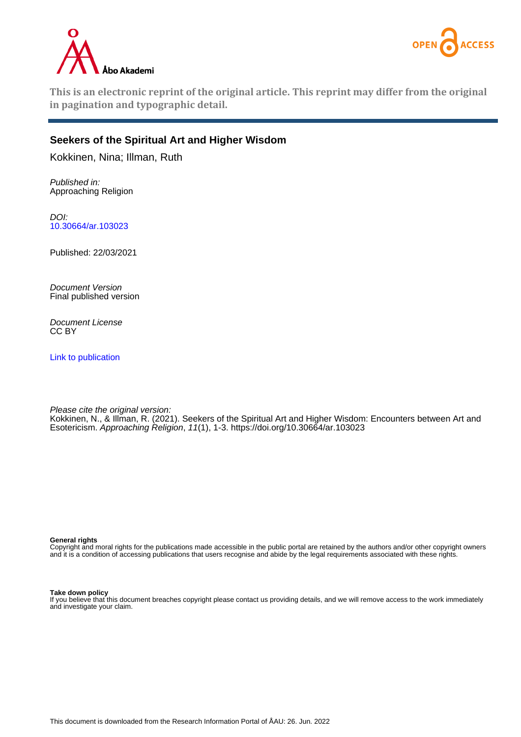This is an electronic reprint of the original article. This reprint may differ from the original in pagination and typographic detail.

# Seekers of the Spiritual Art and Higher Wisdom

Kokkinen, Nina; Illman, Ruth

*Published in:*
Approaching Religion

*DOI:*
10.30664/ar.103023

Published: 22/03/2021

*Document Version*
Final published version

*Document License*
CC BY

Link to publication

*Please cite the original version:*
Kokkinen, N., & Illman, R. (2021). Seekers of the Spiritual Art and Higher Wisdom: Encounters between Art and Esotericism. *Approaching Religion*, *11*(1), 1-3. https://doi.org/10.30664/ar.103023

**General rights**
Copyright and moral rights for the publications made accessible in the public portal are retained by the authors and/or other copyright owners and it is a condition of accessing publications that users recognise and abide by the legal requirements associated with these rights.

**Take down policy**
If you believe that this document breaches copyright please contact us providing details, and we will remove access to the work immediately and investigate your claim.

This document is downloaded from the Research Information Portal of ÅAU: 26. Jun. 2022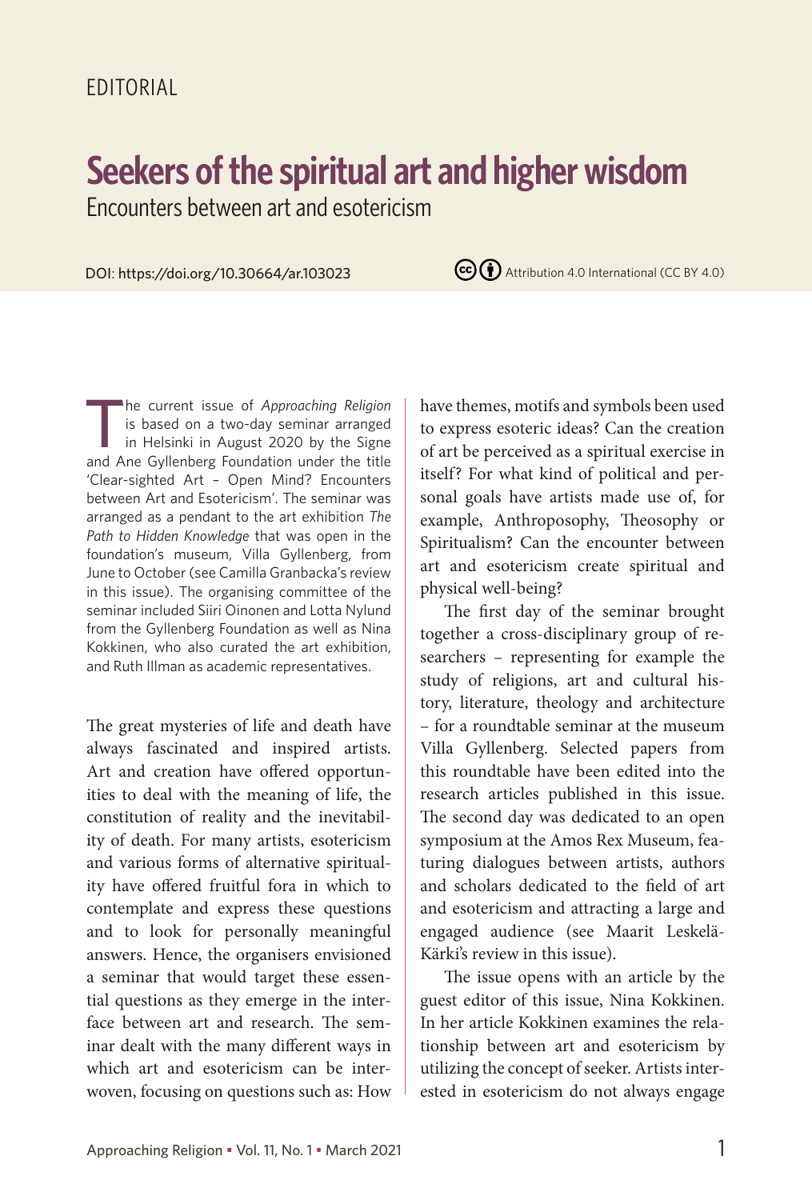EDITORIAL

# Seekers of the spiritual art and higher wisdom

## Encounters between art and esotericism

DOI: https://doi.org/10.30664/ar.103023

Attribution 4.0 International (CC BY 4.0)

The current issue of *Approaching Religion* is based on a two-day seminar arranged in Helsinki in August 2020 by the Signe and Ane Gyllenberg Foundation under the title 'Clear-sighted Art – Open Mind? Encounters between Art and Esotericism'. The seminar was arranged as a pendant to the art exhibition *The Path to Hidden Knowledge* that was open in the foundation's museum, Villa Gyllenberg, from June to October (see Camilla Granbacka's review in this issue). The organising committee of the seminar included Siiri Oinonen and Lotta Nylund from the Gyllenberg Foundation as well as Nina Kokkinen, who also curated the art exhibition, and Ruth Illman as academic representatives.

The great mysteries of life and death have always fascinated and inspired artists. Art and creation have offered opportunities to deal with the meaning of life, the constitution of reality and the inevitability of death. For many artists, esotericism and various forms of alternative spirituality have offered fruitful fora in which to contemplate and express these questions and to look for personally meaningful answers. Hence, the organisers envisioned a seminar that would target these essential questions as they emerge in the interface between art and research. The seminar dealt with the many different ways in which art and esotericism can be interwoven, focusing on questions such as: How have themes, motifs and symbols been used to express esoteric ideas? Can the creation of art be perceived as a spiritual exercise in itself? For what kind of political and personal goals have artists made use of, for example, Anthroposophy, Theosophy or Spiritualism? Can the encounter between art and esotericism create spiritual and physical well-being?

The first day of the seminar brought together a cross-disciplinary group of researchers – representing for example the study of religions, art and cultural history, literature, theology and architecture – for a roundtable seminar at the museum Villa Gyllenberg. Selected papers from this roundtable have been edited into the research articles published in this issue. The second day was dedicated to an open symposium at the Amos Rex Museum, featuring dialogues between artists, authors and scholars dedicated to the field of art and esotericism and attracting a large and engaged audience (see Maarit Leskelä-Kärki's review in this issue).

The issue opens with an article by the guest editor of this issue, Nina Kokkinen. In her article Kokkinen examines the relationship between art and esotericism by utilizing the concept of seeker. Artists interested in esotericism do not always engage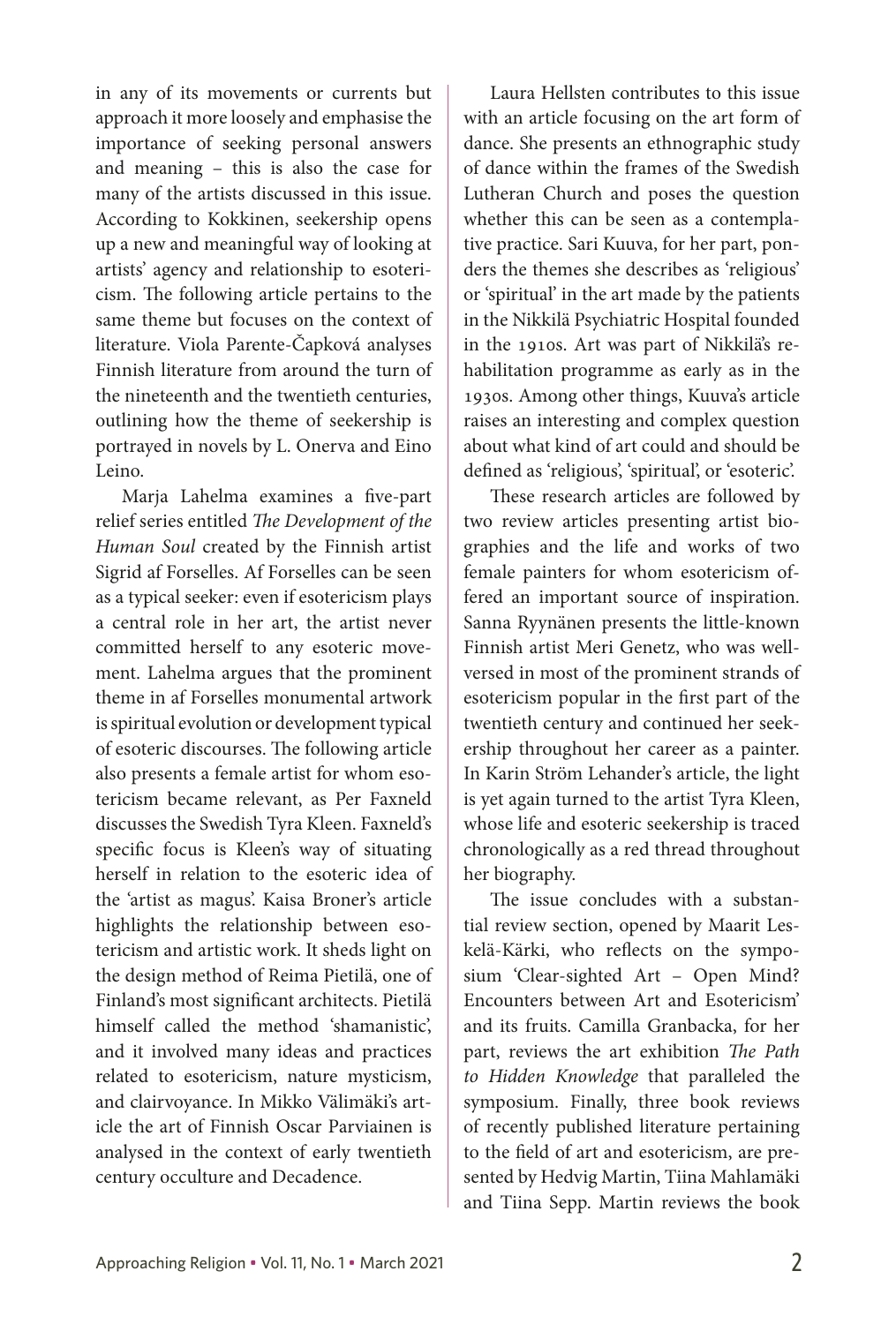in any of its movements or currents but approach it more loosely and emphasise the importance of seeking personal answers and meaning – this is also the case for many of the artists discussed in this issue. According to Kokkinen, seekership opens up a new and meaningful way of looking at artists' agency and relationship to esotericism. The following article pertains to the same theme but focuses on the context of literature. Viola Parente-Čapková analyses Finnish literature from around the turn of the nineteenth and the twentieth centuries, outlining how the theme of seekership is portrayed in novels by L. Onerva and Eino Leino.

Marja Lahelma examines a five-part relief series entitled *The Development of the Human Soul* created by the Finnish artist Sigrid af Forselles. Af Forselles can be seen as a typical seeker: even if esotericism plays a central role in her art, the artist never committed herself to any esoteric movement. Lahelma argues that the prominent theme in af Forselles monumental artwork is spiritual evolution or development typical of esoteric discourses. The following article also presents a female artist for whom esotericism became relevant, as Per Faxneld discusses the Swedish Tyra Kleen. Faxneld's specific focus is Kleen's way of situating herself in relation to the esoteric idea of the 'artist as magus'. Kaisa Broner's article highlights the relationship between esotericism and artistic work. It sheds light on the design method of Reima Pietilä, one of Finland's most significant architects. Pietilä himself called the method 'shamanistic', and it involved many ideas and practices related to esotericism, nature mysticism, and clairvoyance. In Mikko Välimäki's article the art of Finnish Oscar Parviainen is analysed in the context of early twentieth century occulture and Decadence.

Laura Hellsten contributes to this issue with an article focusing on the art form of dance. She presents an ethnographic study of dance within the frames of the Swedish Lutheran Church and poses the question whether this can be seen as a contemplative practice. Sari Kuuva, for her part, ponders the themes she describes as 'religious' or 'spiritual' in the art made by the patients in the Nikkilä Psychiatric Hospital founded in the 1910s. Art was part of Nikkilä's rehabilitation programme as early as in the 1930s. Among other things, Kuuva's article raises an interesting and complex question about what kind of art could and should be defined as 'religious', 'spiritual', or 'esoteric'.

These research articles are followed by two review articles presenting artist biographies and the life and works of two female painters for whom esotericism offered an important source of inspiration. Sanna Ryynänen presents the little-known Finnish artist Meri Genetz, who was well-versed in most of the prominent strands of esotericism popular in the first part of the twentieth century and continued her seekership throughout her career as a painter. In Karin Ström Lehander's article, the light is yet again turned to the artist Tyra Kleen, whose life and esoteric seekership is traced chronologically as a red thread throughout her biography.

The issue concludes with a substantial review section, opened by Maarit Leskelä-Kärki, who reflects on the symposium 'Clear-sighted Art – Open Mind? Encounters between Art and Esotericism' and its fruits. Camilla Granbacka, for her part, reviews the art exhibition *The Path to Hidden Knowledge* that paralleled the symposium. Finally, three book reviews of recently published literature pertaining to the field of art and esotericism, are presented by Hedvig Martin, Tiina Mahlamäki and Tiina Sepp. Martin reviews the book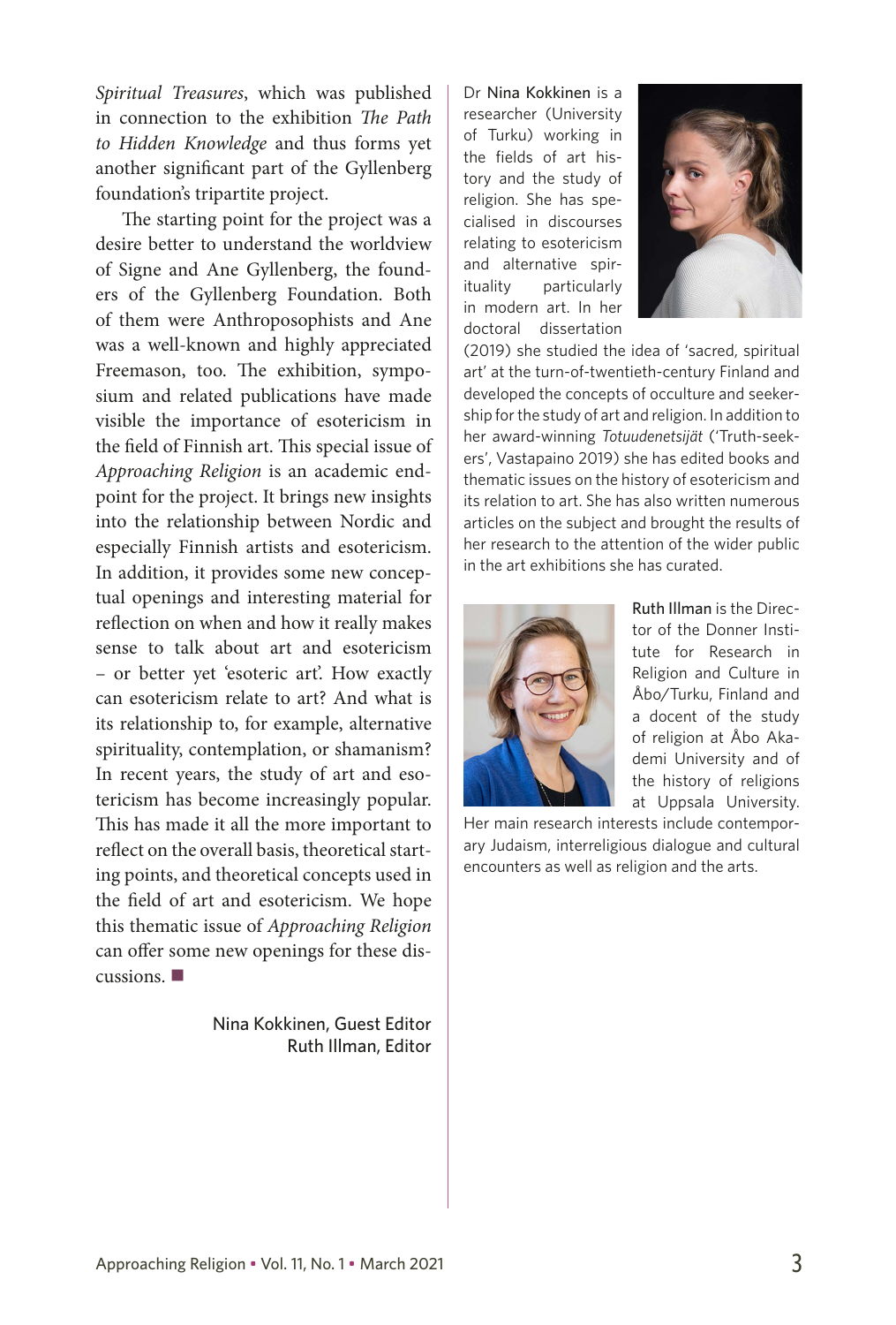*Spiritual Treasures*, which was published in connection to the exhibition *The Path to Hidden Knowledge* and thus forms yet another significant part of the Gyllenberg foundation's tripartite project.

The starting point for the project was a desire better to understand the worldview of Signe and Ane Gyllenberg, the founders of the Gyllenberg Foundation. Both of them were Anthroposophists and Ane was a well-known and highly appreciated Freemason, too. The exhibition, symposium and related publications have made visible the importance of esotericism in the field of Finnish art. This special issue of *Approaching Religion* is an academic endpoint for the project. It brings new insights into the relationship between Nordic and especially Finnish artists and esotericism. In addition, it provides some new conceptual openings and interesting material for reflection on when and how it really makes sense to talk about art and esotericism – or better yet 'esoteric art'. How exactly can esotericism relate to art? And what is its relationship to, for example, alternative spirituality, contemplation, or shamanism? In recent years, the study of art and esotericism has become increasingly popular. This has made it all the more important to reflect on the overall basis, theoretical starting points, and theoretical concepts used in the field of art and esotericism. We hope this thematic issue of *Approaching Religion* can offer some new openings for these discussions. ■

Nina Kokkinen, Guest Editor
Ruth Illman, Editor

Dr Nina Kokkinen is a researcher (University of Turku) working in the fields of art history and the study of religion. She has specialised in discourses relating to esotericism and alternative spirituality particularly in modern art. In her doctoral dissertation (2019) she studied the idea of 'sacred, spiritual art' at the turn-of-twentieth-century Finland and developed the concepts of occulture and seekership for the study of art and religion. In addition to her award-winning *Totuudenetsijät* ('Truth-seekers', Vastapaino 2019) she has edited books and thematic issues on the history of esotericism and its relation to art. She has also written numerous articles on the subject and brought the results of her research to the attention of the wider public in the art exhibitions she has curated.

Ruth Illman is the Director of the Donner Institute for Research in Religion and Culture in Åbo/Turku, Finland and a docent of the study of religion at Åbo Akademi University and of the history of religions at Uppsala University. Her main research interests include contemporary Judaism, interreligious dialogue and cultural encounters as well as religion and the arts.